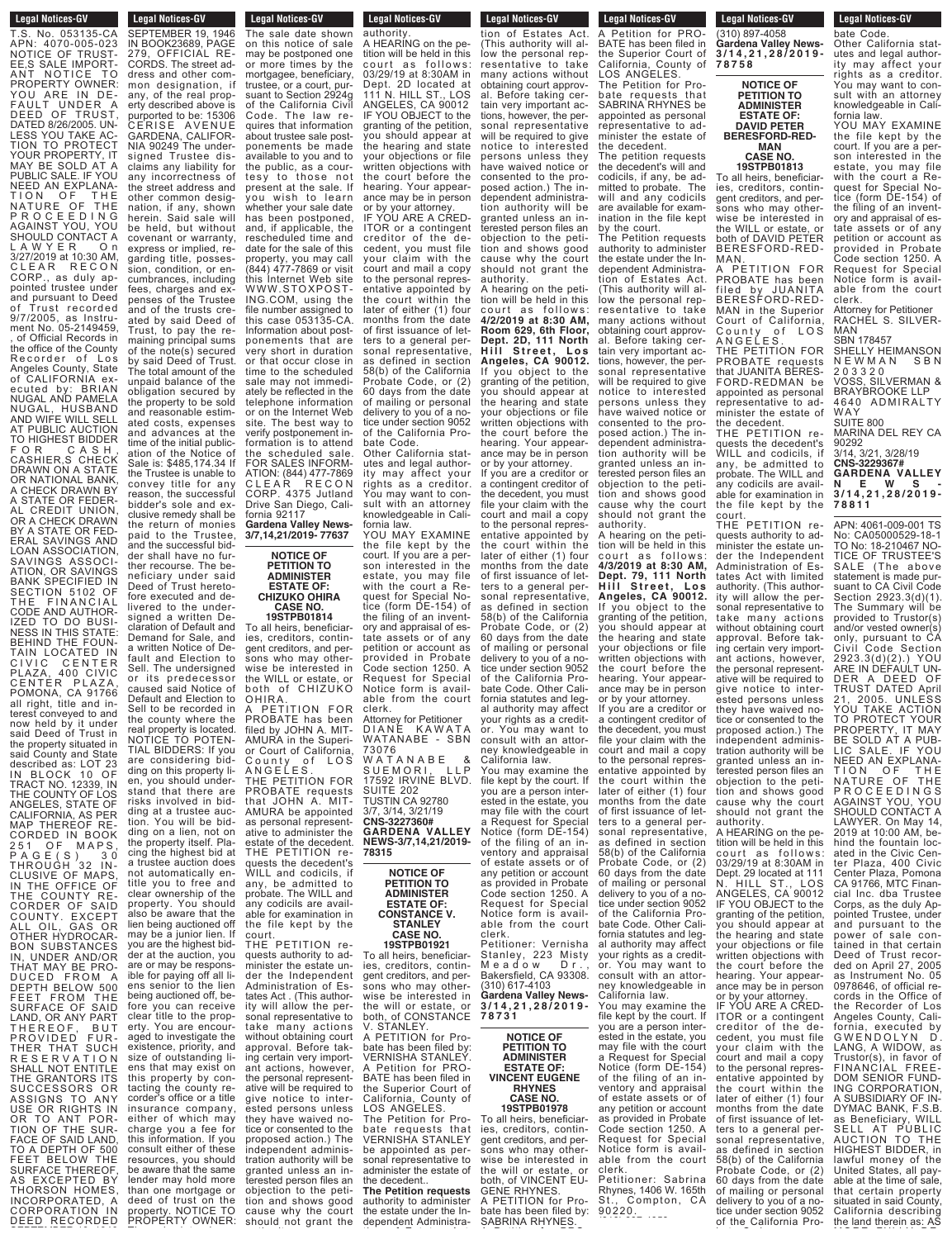T.S. No. 053135-CA APN: 4070-005-012 NOTICE OF TRUSTEE,S SALE IMPORTANT NOTICE TO PROPERTY OWNER: YOU ARE IN DEFAULT UNDER A DEED OF TRUST, DATED 8/26/2005. UNLESS YOU TAKE ACTION TO PROTECT YOUR PROPERTY, IT MAY BE SOLD AT A PUBLIC SALE. IF YOU NEED AN EXPLANATION OF THE NATURE OF THE PROCEEDING AGAINST YOU, YOU SHOULD CONTACT A LAWYER On 3/27/2019 at 10:30 AM, CLEAR RECON CORP., as duly appointed trustee under and pursuant to Deed of Trust recorded 9/7/2005, as Instrument No. 05-2149459, , of Official Records in the office of the County Recorder of Los Angeles County, State of CALIFORNIA executed by: BRIAN NUGAL AND PAMELA NUGAL, HUSBAND AND WIFE WILL SELL AT PUBLIC AUCTION TO HIGHEST BIDDER FOR CASH, CASHIER,S CHECK DRAWN ON A STATE OR NATIONAL BANK, A CHECK DRAWN BY A STATE OR FEDERAL CREDIT UNION, OR A CHECK DRAWN BY A STATE OR FEDERAL SAVINGS AND LOAN ASSOCIATION, SAVINGS ASSOCIATION, OR SAVINGS BANK SPECIFIED IN SECTION 5102 OF THE FINANCIAL CODE AND AUTHORIZED TO DO BUSINESS IN THIS STATE: BEHIND THE FOUNTAIN LOCATED IN CIVIC CENTER PLAZA, 400 CIVIC CENTER PLAZA, POMONA, CA 91766 all right, title and interest conveyed to and now held by it under said Deed of Trust in the property situated in said County and State described as: LOT 23 IN BLOCK 10 OF TRACT NO. 12339, IN THE COUNTY OF LOS ANGELES, STATE OF CALIFORNIA, AS PER MAP THEREOF RECORDED IN BOOK 251 OF MAPS, PAGE(S) 30 THROUGH 32 INCLUSIVE OF MAPS, IN THE OFFICE OF THE COUNTY RECORDER OF SAID COUNTY. EXCEPT ALL OIL, GAS OR OTHER HYDROCARBON SUBSTANCES IN, UNDER AND/OR THAT MAY BE PRODUCED FROM A DEPTH BELOW 500 FEET FROM THE SURFACE OF SAID LAND, OR ANY PART THEREOF, BUT PROVIDED FURTHER THAT SUCH RESERVATION SHALL NOT ENTITLE THE GRANTORS ITS SUCCESSORS OR ASSIGNS TO ANY USE OR RIGHTS IN OR TO ANT PORTION OF THE SURFACE OF SAID LAND, TO A DEPTH OF 500 FEET BELOW THE SURFACE THEREOF, AS EXCEPTED BY THORSON HOMES, INCORPORATED, A CORPORATION IN DEED RECORDED SEPTEMBER 19, 1946 IN BOOK23689, PAGE 279, OFFICIAL RECORDS. The street address and other common designation, if any, of the real property described above is purported to be: 15306 CERISE AVENUE GARDENA, CALIFORNIA 90249 The undersigned Trustee disclaims any liability for any incorrectness of the street address and other common designation, if any, shown herein. Said sale will be held, but without covenant or warranty, express or implied, regarding title, possession, condition, or encumbrances, including fees, charges and expenses of the Trustee and of the trusts created by said Deed of Trust, to pay the remaining principal sums of the note(s) secured by said Deed of Trust. The total amount of the unpaid balance of the obligation secured by the property to be sold and reasonable estimated costs, expenses and advances at the time of the initial publication of the Notice of Sale is: $485,174.34 If the Trustee is unable to convey title for any reason, the successful bidder's sole and exclusive remedy shall be the return of monies paid to the Trustee, and the successful bidder shall have no further recourse. The beneficiary under said Deed of Trust heretofore executed and delivered to the undersigned a written Declaration of Default and Demand for Sale, and a written Notice of Default and Election to Sell. The undersigned or its predecessor caused said Notice of Default and Election to Sell to be recorded in the county where the real property is located. NOTICE TO POTENTIAL BIDDERS: If you are considering bidding on this property lien, you should understand that there are risks involved in bidding at a trustee auction. You will be bidding on a lien, not on the property itself. Placing the highest bid at a trustee auction does not automatically entitle you to free and clear ownership of the property. You should also be aware that the lien being auctioned off may be a junior lien. If you are the highest bidder at the auction, you are or may be responsible for paying off all liens senior to the lien being auctioned off, before you can receive clear title to the property. You are encouraged to investigate the existence, priority, and size of outstanding liens that may exist on this property by contacting the county recorder's office or a title insurance company, either of which may charge you a fee for this information. If you consult either of these resources, you should be aware that the same lender may hold more than one mortgage or deed of trust on the property. NOTICE TO PROPERTY OWNER: The sale date shown on this notice of sale may be postponed one or more times by the mortgagee, beneficiary, trustee, or a court, pursuant to Section 2924g of the California Civil Code. The law requires that information about trustee sale postponements be made available to you and to the public, as a courtesy to those not present at the sale. If you wish to learn whether your sale date has been postponed, and, if applicable, the rescheduled time and date for the sale of this property, you may call (844) 477-7869 or visit this Internet Web site WWW.STOXPOSTING.COM, using the file number assigned to this case 053135-CA. Information about postponements that are very short in duration or that occur close in time to the scheduled sale may not immediately be reflected in the telephone information or on the Internet Web site. The best way to verify postponement information is to attend the scheduled sale. FOR SALES INFORMATION: (844) 477-7869 CLEAR RECON CORP. 4375 Jutland Drive San Diego, California 92117

**Gardena Valley News-3/7,14,21/2019- 77637**

**NOTICE OF PETITION TO ADMINISTER ESTATE OF: CHIZUKO OHIRA CASE NO. 19STPB01814**

To all heirs, beneficiaries, creditors, contingent creditors, and persons who may otherwise be interested in the WILL or estate, or both of CHIZUKO OHIRA.

A PETITION FOR PROBATE has been filed by JOHN A. MITAMURA in the Superior Court of California, County of LOS ANGELES.

THE PETITION FOR PROBATE requests that JOHN A. MITAMURA be appointed as personal representative to administer the estate of the decedent. THE PETITION requests the decedent's WILL and codicils, if any, be admitted to probate. The WILL and any codicils are available for examination in the file kept by the court.

THE PETITION requests authority to administer the estate under the Independent Administration of Estates Act . (This authority will allow the personal representative to take many actions without obtaining court approval. Before taking certain very important actions, however, the personal representative will be required to give notice to interested persons unless they have waived notice or consented to the proposed action.) The independent administration authority will be granted unless an interested person files an objection to the petition and shows good cause why the court should not grant the authority.

A HEARING on the petition will be held in this court as follows: 03/29/19 at 8:30AM in Dept. 2D located at 111 N. HILL ST., LOS ANGELES, CA 90012

IF YOU OBJECT to the granting of the petition, you should appear at the hearing and state your objections or file written objections with the court before the hearing. Your appearance may be in person or by your attorney.

IF YOU ARE A CREDITOR or a contingent creditor of the decedent, you must file your claim with the court and mail a copy to the personal representative appointed by the court within the later of either (1) four months from the date of first issuance of letters to a general personal representative, as defined in section 58(b) of the California Probate Code, or (2) 60 days from the date of mailing or personal delivery to you of a notice under section 9052 of the California Probate Code.

Other California statutes and legal authority may affect your rights as a creditor. You may want to consult with an attorney knowledgeable in California law.

YOU MAY EXAMINE the file kept by the court. If you are a person interested in the estate, you may file with the court a Request for Special Notice (form DE-154) of the filing of an inventory and appraisal of estate assets or of any petition or account as provided in Probate Code section 1250. A Request for Special Notice form is available from the court clerk.

Attorney for Petitioner
DIANE KAWATA WATANABE - SBN 73076
WATANABE & SUEMORI, LLP
17592 IRVINE BLVD. SUITE 202
TUSTIN CA 92780
3/7, 3/14, 3/21/19
CNS-3227360#
**GARDENA VALLEY NEWS-3/7,14,21/2019-78315**

**NOTICE OF PETITION TO ADMINISTER ESTATE OF: CONSTANCE V. STANLEY CASE NO. 19STPB01921**

To all heirs, beneficiaries, creditors, contingent creditors, and persons who may otherwise be interested in the will or estate, or both, of CONSTANCE V. STANLEY.

A PETITION for Probate has been filed by: VERNISHA STANLEY. A Petition for PROBATE has been filed in the Superior Court of California, County of LOS ANGELES.

The Petition for Probate requests that VERNISHA STANLEY be appointed as personal representative to administer the estate of the decedent..

**The Petition requests** authority to administer the estate under the Independent Administration of Estates Act. (This authority will allow the personal representative to take many actions without obtaining court approval. Before taking certain very important actions, however, the personal representative will be required to give notice to interested persons unless they have waived notice or consented to the proposed action.) The independent administration authority will be granted unless an interested person files an objection to the petition and shows good cause why the court should not grant the authority.

A hearing on the petition will be held in this court as follows: **4/2/2019 at 8:30 AM, Room 629, 6th Floor, Dept. 2D, 111 North Hill Street, Los Angeles, CA 90012.**

If you object to the granting of the petition, you should appear at the hearing and state your objections or file written objections with the court before the hearing. Your appearance may be in person or by your attorney.

If you are a creditor or a contingent creditor of the decedent, you must file your claim with the court and mail a copy to the personal representative appointed by the court within the later of either (1) four months from the date of first issuance of letters to a general personal representative, as defined in section 58(b) of the California Probate Code, or (2) 60 days from the date of mailing or personal delivery to you of a notice under section 9052 of the California Probate Code. Other California statutes and legal authority may affect your rights as a creditor. You may want to consult with an attorney knowledgeable in California law.

You may examine the file kept by the court. If you are a person interested in the estate, you may file with the court a Request for Special Notice (form DE-154) of the filing of an inventory and appraisal of estate assets or of any petition or account as provided in Probate Code section 1250. A Request for Special Notice form is available from the court clerk.

Petitioner: Vernisha Stanley, 223 Misty Meadow Dr., Bakersfield, CA 93308. (310) 617-4103
**Gardena Valley News-3/14,21,28/2019-78731**

**NOTICE OF PETITION TO ADMINISTER ESTATE OF: VINCENT EUGENE RHYNES CASE NO. 19STPB01978**

To all heirs, beneficiaries, creditors, contingent creditors, and persons who may otherwise be interested in the will or estate, or both, of VINCENT EUGENE RHYNES.

A PETITION for Probate has been filed by: SABRINA RHYNES. A Petition for PROBATE has been filed in the Superior Court of California, County of LOS ANGELES.

The Petition for Probate requests that SABRINA RHYNES be appointed as personal representative to administer the estate of the decedent.

The Petition requests the decedent's will and codicils, if any, be admitted to probate. The will and any codicils are available for examination in the file kept by the court.

The Petition requests authority to administer the estate under the Independent Administration of Estates Act. (This authority will allow the personal representative to take many actions without obtaining court approval. Before taking certain very important actions, however, the personal representative will be required to give notice to interested persons unless they have waived notice or consented to the proposed action.) The independent administration authority will be granted unless an interested person files an objection to the petition and shows good cause why the court should not grant the authority.

A hearing on the petition will be held in this court as follows: **4/3/2019 at 8:30 AM, Dept. 79, 111 North Hill Street, Los Angeles, CA 90012.**

If you object to the granting of the petition, you should appear at the hearing and state your objections or file written objections with the court before the hearing. Your appearance may be in person or by your attorney.

If you are a creditor or a contingent creditor of the decedent, you must file your claim with the court and mail a copy to the personal representative appointed by the court within the later of either (1) four months from the date of first issuance of letters to a general personal representative, as defined in section 58(b) of the California Probate Code, or (2) 60 days from the date of mailing or personal delivery to you of a notice under section 9052 of the California Probate Code. Other California statutes and legal authority may affect your rights as a creditor. You may want to consult with an attorney knowledgeable in California law.

You may examine the file kept by the court. If you are a person interested in the estate, you may file with the court a Request for Special Notice (form DE-154) of the filing of an inventory and appraisal of estate assets or of any petition or account as provided in Probate Code section 1250. A Request for Special Notice form is available from the court clerk.

Petitioner: Sabrina Rhynes, 1406 W. 165th St., Compton, CA 90220. (310) 997-4058
**Gardena Valley News-3/14,21,28/2019-78758**

**NOTICE OF PETITION TO ADMINISTER ESTATE OF: DAVID PETER BERESFORD-REDMAN CASE NO. 19STPB01813**

To all heirs, beneficiaries, creditors, contingent creditors, and persons who may otherwise be interested in the WILL or estate, or both of DAVID PETER BERESFORD-REDMAN.

A PETITION FOR PROBATE has been filed by JUANITA BERESFORD-REDMAN in the Superior Court of California, County of LOS ANGELES.

THE PETITION FOR PROBATE requests that JUANITA BERESFORD-REDMAN be appointed as personal representative to administer the estate of the decedent.

THE PETITION requests the decedent's WILL and codicils, if any, be admitted to probate. The WILL and any codicils are available for examination in the file kept by the court.

THE PETITION requests authority to administer the estate under the Independent Administration of Estates Act with limited authority. (This authority will allow the personal representative to take many actions without obtaining court approval. Before taking certain very important actions, however, the personal representative will be required to give notice to interested persons unless they have waived notice or consented to the proposed action.) The independent administration authority will be granted unless an interested person files an objection to the petition and shows good cause why the court should not grant the authority.

A HEARING on the petition will be held in this court as follows: 03/29/19 at 8:30AM in Dept. 29 located at 111 N. HILL ST., LOS ANGELES, CA 90012

IF YOU OBJECT to the granting of the petition, you should appear at the hearing and state your objections or file written objections with the court before the hearing. Your appearance may be in person or by your attorney.

IF YOU ARE A CREDITOR or a contingent creditor of the decedent, you must file your claim with the court and mail a copy to the personal representative appointed by the court within the later of either (1) four months from the date of first issuance of letters to a general personal representative, as defined in section 58(b) of the California Probate Code, or (2) 60 days from the date of mailing or personal delivery to you of a notice under section 9052 of the California Probate Code.

Other California statutes and legal authority may affect your rights as a creditor. You may want to consult with an attorney knowledgeable in California law.

YOU MAY EXAMINE the file kept by the court. If you are a person interested in the estate, you may file with the court a Request for Special Notice (form DE-154) of the filing of an inventory and appraisal of estate assets or of any petition or account as provided in Probate Code section 1250. A Request for Special Notice form is available from the court clerk.

Attorney for Petitioner
RACHEL S. SILVERMAN SBN 178457
SHELLY HEIMANSON NEWMAN SBN 203320
VOSS, SILVERMAN & BRAYBROOKE LLP
4640 ADMIRALTY WAY
SUITE 800
MARINA DEL REY CA 90292
3/14, 3/21, 3/28/19
CNS-3229367#
**GARDENA VALLEY NEWS-3/14,21,28/2019-78811**

APN: 4061-009-001 TS No: CA05000529-18-1 TO No: 18-210467 NOTICE OF TRUSTEE'S SALE (The above statement is made pursuant to CA Civil Code Section 2923.3(d)(1). The Summary will be provided to Trustor(s) and/or vested owner(s) only, pursuant to CA Civil Code Section 2923.3(d)(2).) YOU ARE IN DEFAULT UNDER A DEED OF TRUST DATED April 21, 2005. UNLESS YOU TAKE ACTION TO PROTECT YOUR PROPERTY, IT MAY BE SOLD AT A PUBLIC SALE. IF YOU NEED AN EXPLANATION OF THE NATURE OF THE PROCEEDINGS AGAINST YOU, YOU SHOULD CONTACT A LAWYER. On May 14, 2019 at 10:00 AM, behind the fountain located in the Civic Center Plaza, 400 Civic Center Plaza, Pomona CA 91766, MTC Financial Inc. dba Trustee Corps, as the duly Appointed Trustee, under and pursuant to the power of sale contained in that certain Deed of Trust recorded on April 27, 2005 as Instrument No. 05 0978646, of official records in the Office of the Recorder of Los Angeles County, California, executed by GWENDOLYN D. LANG, A WIDOW, as Trustor(s), in favor of FINANCIAL FREEDOM SENIOR FUNDING CORPORATION, A SUBSIDIARY OF INDYMAC BANK, F.S.B. as Beneficiary, WILL SELL AT PUBLIC AUCTION TO THE HIGHEST BIDDER, in lawful money of the United States, all payable at the time of sale, that certain property situated in said County, California describing the land therein as: AS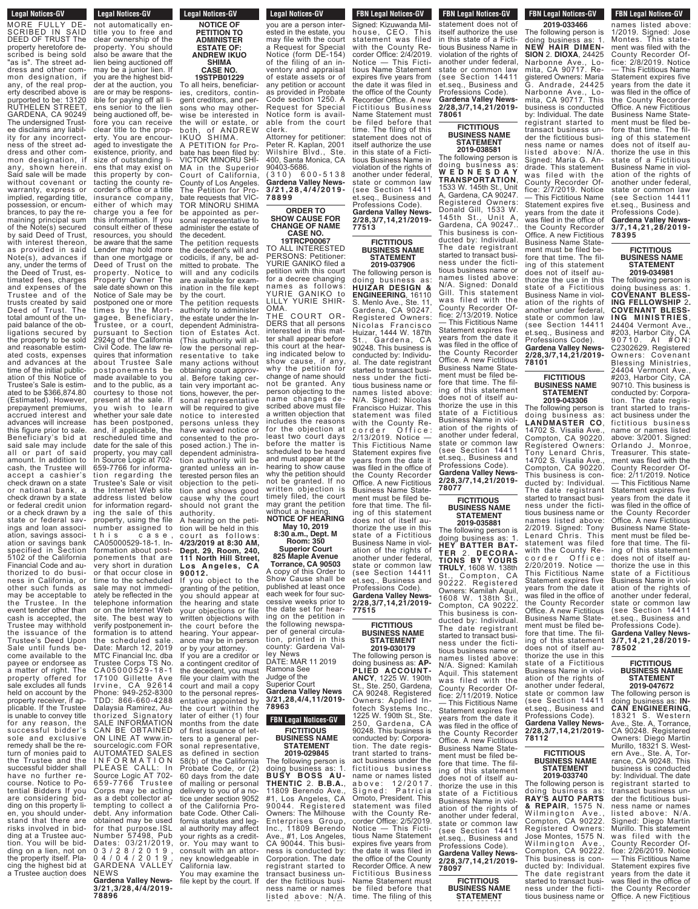MORE FULLY DESCRIBED IN SAID DEED OF TRUST The property heretofore described is being sold "as is". The street address and other common designation, if any, of the real property described above is purported to be: 13120 RUTHELEN STREET, GARDENA, CA 90249 The undersigned Trustee disclaims any liability for any incorrectness of the street address and other common designation, if any, shown herein. Said sale will be made without covenant or warranty, express or implied, regarding title, possession, or encumbrances, to pay the remaining principal sum of the Note(s) secured by said Deed of Trust, with interest thereon, as provided in said Note(s), advances if any, under the terms of the Deed of Trust, estimated fees, charges and expenses of the Trustee and the trusts created by said Deed of Trust. The total amount of the unpaid balance of the obligations secured by the property to be sold and reasonable estimated costs, expenses and advances at the time of the initial publication of this Notice of Trustee's Sale is estimated to be $366,874.80 (Estimated). However, prepayment premiums, accrued interest and advances will increase this figure prior to sale. Beneficiary's bid at said sale may include all or part of said amount. In addition to cash, the Trustee will accept a cashier's check drawn on a state or national bank, a check drawn by a state or federal credit union or a check drawn by a state or federal savings and loan association, savings association or savings bank specified in Section 5102 of the California Financial Code and authorized to do business in California, or other such funds as may be acceptable to the Trustee. In the event tender other than cash is accepted, the Trustee may withhold the issuance of the Trustee's Deed Upon Sale until funds become available to the payee or endorsee as a matter of right. The property offered for sale excludes all funds held on account by the property receiver, if applicable. If the Trustee is unable to convey title for any reason, the successful bidder's sole and exclusive remedy shall be the return of monies paid to the Trustee and the successful bidder shall have no further recourse. Notice to Potential Bidders If you are considering bidding on this property lien, you should understand that there are risks involved in bidding at a Trustee auction. You will be bidding on a lien, not on the property itself. Placing the highest bid at a Trustee auction does not automatically entitle you to free and clear ownership of the property. You should also be aware that the lien being auctioned off may be a junior lien. If you are the highest bidder at the auction, you are or may be responsible for paying off all liens senior to the lien being auctioned off, before you can receive clear title to the property. You are encouraged to investigate the existence, priority, and size of outstanding liens that may exist on this property by contacting the county recorder's office or a title insurance company, either of which may charge you a fee for this information. If you consult either of these resources, you should be aware that the same Lender may hold more than one mortgage or Deed of Trust on the property. Notice to Property Owner The sale date shown on this Notice of Sale may be postponed one or more times by the Mortgagee, Beneficiary, Trustee, or a court, pursuant to Section 2924g of the California Civil Code. The law requires that information about Trustee Sale postponements be made available to you and to the public, as a courtesy to those not present at the sale. If you wish to learn whether your sale date has been postponed, and, if applicable, the rescheduled time and date for the sale of this property, you may call In Source Logic at 702-659-7766 for information regarding the Trustee's Sale or visit the Internet Web site address listed below for information regarding the sale of this property, using the file number assigned to this case, CA05000529-18-1. Information about postponements that are very short in duration or that occur close in time to the scheduled sale may not immediately be reflected in the telephone information or on the Internet Web site. The best way to verify postponement information is to attend the scheduled sale. Date: March 12, 2019 MTC Financial Inc. dba Trustee Corps TS No. CA05000529-18-1 17100 Gillette Ave Irvine, CA 92614 Phone: 949-252-8300 TDD: 866-660-4288 Dalaysia Ramirez, Authorized Signatory SALE INFORMATION CAN BE OBTAINED ON LINE AT www.insourcelogic.com FOR AUTOMATED SALES INFORMATION PLEASE CALL: In Source Logic AT 702-659-7766 Trustee Corps may be acting as a debt collector attempting to collect a debt. Any information obtained may be used for that purpose.ISL Number 57498, Pub Dates: 03/21/2019, 03/28/2019, 04/04/2019, GARDENA VALLEY NEWS

**Gardena Valley News-3/21,3/28,4/4/2019-78896**

---

**NOTICE OF PETITION TO ADMINISTER ESTATE OF: ANDREW IKUO SHIMA 19STPB01229**

To all heirs, beneficiaries, creditors, contingent creditors, and persons who may otherwise be interested in the will or estate, or both, of ANDREW IKUO SHIMA.

A PETITION for Probate has been filed by: VICTOR MINORU SHIMA in the Superior Court of California, County of Los Angeles.

The Petition for Probate requests that VICTOR MINORU SHIMA be appointed as personal representative to administer the estate of the decedent.

The petition requests the decedent's will and codicils, if any, be admitted to probate. The will and any codicils are available for examination in the file kept by the court.

The petition requests authority to administer the estate under the Independent Administration of Estates Act. (This authority will allow the personal representative to take many actions without obtaining court approval. Before taking certain very important actions, however, the personal representative will be required to give notice to interested persons unless they have waived notice or consented to the proposed action.) The independent administration authority will be granted unless an interested person files an objection to the petition and shows good cause why the court should not grant the authority.

A hearing on the petition will be held in this court as follows: **4/23/2019 at 8:30 AM, Dept. 29, Room, 240, 111 North Hill Street, Los Angeles, CA 90012.**

If you object to the granting of the petition, you should appear at the hearing and state your objections or file written objections with the court before the hearing. Your appearance may be in person or by your attorney.

If you are a creditor or a contingent creditor of the decedent, you must file your claim with the court and mail a copy to the personal representative appointed by the court within the later of either (1) four months from the date of first issuance of letters to a general personal representative, as defined in section 58(b) of the California Probate Code, or (2) 60 days from the date of mailing or personal delivery to you of a notice under section 9052 of the California Probate Code. Other California statutes and legal authority may affect your rights as a creditor. You may want to consult with an attorney knowledgeable in California law.

You may examine the file kept by the court. If you are a person interested in the estate, you may file with the court a Request for Special Notice (form DE-154) of the filing of an inventory and appraisal of estate assets or of any petition or account as provided in Probate Code section 1250. A Request for Special Notice form is available from the court clerk.

Attorney for petitioner: Peter R. Kaplan, 2001 Wilshire Blvd., Ste. 400, Santa Monica, CA 90403-5686. (310) 600-5138

**Gardena Valley News-3/21,28,4/4/2019-78899**

---

**ORDER TO SHOW CAUSE FOR CHANGE OF NAME CASE NO. 19TRCP00067**

TO ALL INTERESTED PERSONS: Petitioner: YURIE GANIKO filed a petition with this court for a decree changing names as follows: YURIE GANIKO to LILLY YURIE SHIROMA.

THE COURT ORDERS that all persons interested in this matter shall appear before this court at the hearing indicated below to show cause, if any, why the petition for change of name should not be granted. Any person objecting to the name changes described above must file a written objection that includes the reasons for the objection at least two court days before the matter is scheduled to be heard and must appear at the hearing to show cause why the petition should not be granted. If no written objection is timely filed, the court may grant the petition without a hearing.

**NOTICE OF HEARING**
**May 10, 2019**
**8:30 a.m., Dept. M**
**Room: 350**
**Superior Court**
**825 Maple Avenue**
**Torrance, CA 90503**

A copy of this Order to Show Cause shall be published at least once each week for four successive weeks prior to the date set for hearing on the petition in the following newspaper of general circulation, printed in this county: Gardena Valley News

DATE: MAR 11 2019
Ramona See
Judge of the
Superior Court

**Gardena Valley News 3/21,28,4/4,11/2019-78963**

---

## FBN Legal Notices-GV

**FICTITIOUS BUSINESS NAME STATEMENT 2019-029845**

The following person is doing business as: 1. **BUSY BOSS AUTHENTIC** 2. **B.B.A.**, 11809 Berendo Ave., #1, Los Angeles, CA 90044. Registered Owners: The Milhouse Enterprises Group, Inc., 11809 Berendo Ave., #1, Los Angeles, CA 90044. This business is conducted by: Corporation. The date registrant started to transact business under the fictitious business name or names listed above: N/A. Signed: Kizuwanda Milhouse, CEO. This statement was filed with the County Recorder Office: 2/4/2019. Notice — This Fictitious Name Statement expires five years from the date it was filed in the office of the County Recorder Office. A new Fictitious Business Name Statement must be filed before that time. The filing of this statement does not of itself authorize the use in this state of a Fictitious Business Name in violation of the rights of another under federal, state or common law (see Section 14411 et.seq., Business and Professions Code).

**Gardena Valley News-2/28,3/7,14,21/2019-77513**

**FICTITIOUS BUSINESS NAME STATEMENT 2019-037906**

The following person is doing business as: **HUIZAR DESIGN & ENGINEERING**, 16110 S. Menlo Ave., Ste. 11, Gardena, CA 90247. Registered Owners: Nicolas Huizar, 1444 W. 187th St., Gardena, CA 90248. This business is conducted by: Individual. The date registrant started to transact business under the fictitious business name or names listed above: N/A. Signed: Nicolas Francisco Huizar. This statement was filed with the County Recorder Office: 2/13/2019. Notice — This Fictitious Name Statement expires five years from the date it was filed in the office of the County Recorder Office. A new Fictitious Business Name Statement must be filed before that time. The filing of this statement does not of itself authorize the use in this state of a Fictitious Business Name in violation of the rights of another under federal, state or common law (see Section 14411 et.seq., Business and Professions Code).

**Gardena Valley News-2/28,3/7,14,21/2019-77515**

**FICTITIOUS BUSINESS NAME STATEMENT 2019-030179**

The following person is doing business as: **APPLIED ACCOUNTANCY**, 1225 W. 190th St., Ste. 250, Gardena, CA 90248. Registered Owners: Applied Infotech Systems Inc., 1225 W. 190th St., Ste. 250, Gardena, CA 90248. This business is conducted by: Corporation. The date registrant started to transact business under the fictitious business name or names listed above: 12/2017. Signed: Patricia Omoto, President. This statement was filed with the County Recorder Office: 2/5/2019. Notice — This Fictitious Name Statement expires five years from the date it was filed in the office of the County Recorder Office. A new Fictitious Business Name Statement must be filed before that time. The filing of this statement does not of itself authorize the use in this state of a Fictitious Business Name in violation of the rights of another under federal, state or common law (see Section 14411 et.seq., Business and Professions Code).

**Gardena Valley News-2/28,3/7,14,21/2019-78061**

**FICTITIOUS BUSINESS NAME STATEMENT 2019-038581**

The following person is doing business as: **WEDNESDAY TRANSPORTATION**, 1533 W. 145th St., Unit A, Gardena, CA 90247. Registered Owners: Donald Gill, 1533 W. 145th St., Unit A, Gardena, CA 90247.. This business is conducted by: Individual. The date registrant started to transact business under the fictitious business name or names listed above: N/A. Signed: Donald Gill. This statement was filed with the County Recorder Office: 2/13/2019. Notice — This Fictitious Name Statement expires five years from the date it was filed in the office of the County Recorder Office. A new Fictitious Business Name Statement must be filed before that time. The filing of this statement does not of itself authorize the use in this state of a Fictitious Business Name in violation of the rights of another under federal, state or common law (see Section 14411 et.seq., Business and Professions Code).

**Gardena Valley News-2/28,3/7,14,21/2019-78077**

**FICTITIOUS BUSINESS NAME STATEMENT 2019-035881**

The following person is doing business as: 1. **HEY BATTER BATTER** 2. **DECORATIONS BY YOURS TRULY**, 1608 W. 138th St., Compton, CA 90222. Registered Owners: Kamilah Aquil, 1608 W. 138th St., Compton, CA 90222. This business is conducted by: Individual. The date registrant started to transact business under the fictitious business name or names listed above: N/A. Signed: Kamilah Aquil. This statement was filed with the County Recorder Office: 2/11/2019. Notice — This Fictitious Name Statement expires five years from the date it was filed in the office of the County Recorder Office. A new Fictitious Business Name Statement must be filed before that time. The filing of this statement does not of itself authorize the use in this state of a Fictitious Business Name in violation of the rights of another under federal, state or common law (see Section 14411 et.seq., Business and Professions Code).

**Gardena Valley News-2/28,3/7,14,21/2019-78097**

**FICTITIOUS BUSINESS NAME STATEMENT 2019-033466**

The following person is doing business as: 1. **NEW HAIR DIMENSION** 2. **DIOXA**, 24425 Narbonne Ave., Lomita, CA 90717. Registered Owners: Maria G. Andrade, 24425 Narbonne Ave., Lomita, CA 90717. This business is conducted by: Individual. The date registrant started to transact business under the fictitious business name or names listed above: N/A. Signed: Maria G. Andrade. This statement was filed with the County Recorder Office: 2/7/2019. Notice — This Fictitious Name Statement expires five years from the date it was filed in the office of the County Recorder Office. A new Fictitious Business Name Statement must be filed before that time. The filing of this statement does not of itself authorize the use in this state of a Fictitious Business Name in violation of the rights of another under federal, state or common law (see Section 14411 et.seq., Business and Professions Code).

**Gardena Valley News-2/28,3/7,14,21/2019-78101**

**FICTITIOUS BUSINESS NAME STATEMENT 2019-043306**

The following person is doing business as: **LANDMASTER CO**, 14702 S. Visalia Ave., Compton, CA 90220. Registered Owners: Tony Lenard Chris, 14702 S. Visalia Ave., Compton, CA 90220. This business is conducted by: Individual. The date registrant started to transact business under the fictitious business name or names listed above: 2/2019. Signed: Tony Lenard Chris. This statement was filed with the County Recorder Office: 2/20/2019. Notice — This Fictitious Name Statement expires five years from the date it was filed in the office of the County Recorder Office. A new Fictitious Business Name Statement must be filed before that time. The filing of this statement does not of itself authorize the use in this state of a Fictitious Business Name in violation of the rights of another under federal, state or common law (see Section 14411 et.seq., Business and Professions Code).

**Gardena Valley News-2/28,3/7,14,21/2019-78112**

**FICTITIOUS BUSINESS NAME STATEMENT 2019-033740**

The following person is doing business as: **RAY'S AUTO PARTS & REPAIR**, 1575 N. Wilmington Ave., Compton, CA 90222. Registered Owners: Jose Montes, 1575 N. Wilmington Ave., Compton, CA 90222. This business is conducted by: Individual. The date registrant started to transact business under the fictitious business name or names listed above: 1/2019. Signed: Jose Montes. This statement was filed with the County Recorder Office: 2/8/2019. Notice — This Fictitious Name Statement expires five years from the date it was filed in the office of the County Recorder Office. A new Fictitious Business Name Statement must be filed before that time. The filing of this statement does not of itself authorize the use in this state of a Fictitious Business Name in violation of the rights of another under federal, state or common law (see Section 14411 et.seq., Business and Professions Code).

**Gardena Valley News-3/7,14,21,28/2019-78395**

**FICTITIOUS BUSINESS NAME STATEMENT 2019-034981**

The following person is doing business as: 1. **COVENANT BLESSING FELLOWSHIP** 2. **COVENANT BLESSING MINISTRIES**, 24404 Vermont Ave., #203, Harbor City, CA 90710. AI #ON: C2302629. Registered Owners: Covenant Blessing Ministries, 24404 Vermont Ave., #203, Harbor City, CA 90710. This business is conducted by: Corporation. The date registrant started to transact business under the fictitious business name or names listed above: 3/2001. Signed: Orlando J. Monroe, Treasurer. This statement was filed with the County Recorder Office: 2/11/2019. Notice — This Fictitious Name Statement expires five years from the date it was filed in the office of the County Recorder Office. A new Fictitious Business Name Statement must be filed before that time. The filing of this statement does not of itself authorize the use in this state of a Fictitious Business Name in violation of the rights of another under federal, state or common law (see Section 14411 et.seq., Business and Professions Code).

**Gardena Valley News-3/7,14,21,28/2019-78502**

**FICTITIOUS BUSINESS NAME STATEMENT 2019-047672**

The following person is doing business as: **INCAN ENGINEERING**, 18321 S. Western Ave., Ste. A, Torrance, CA 90248. Registered Owners: Diego Martin Murillo, 18321 S. Western Ave., Ste. A, Torrance, CA 90248. This business is conducted by: Individual. The date registrant started to transact business under the fictitious business name or names listed above: N/A. Signed: Diego Martin Murillo. This statement was filed with the County Recorder Office: 2/26/2019. Notice — This Fictitious Name Statement expires five years from the date it was filed in the office of the County Recorder Office. A new Fictitious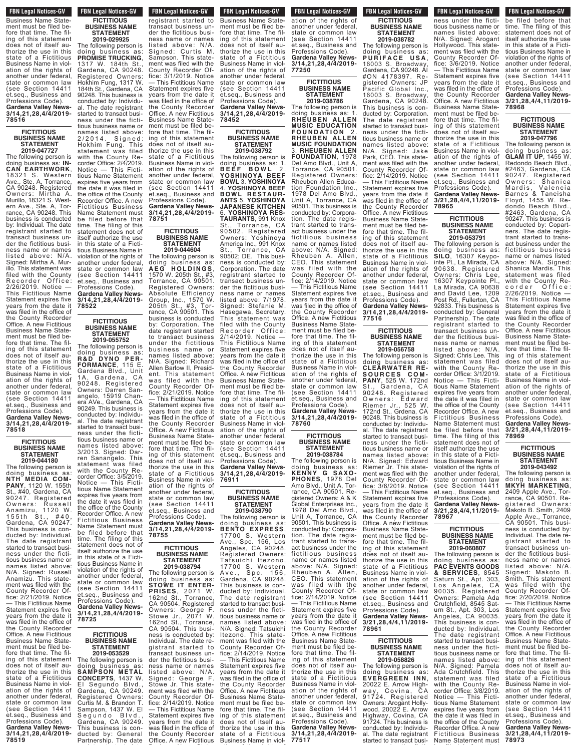Business Name Statement must be filed before that time. The filing of this statement does not of itself authorize the use in this state of a Fictitious Business Name in violation of the rights of another under federal, state or common law (see Section 14411 et.seq., Business and Professions Code).
**Gardena Valley News-3/14,21,28,4/4/2019-78516**

### FICTITIOUS BUSINESS NAME STATEMENT 2019-047727

The following person is doing business as: **INCAN EARTHWORK**, 18321 S. Western Ave., Ste. A, Torrance, CA 90248. Registered Owners: Mirtha A. Murillo, 18321 S. Western Ave., Ste. A, Torrance, CA 90248. This business is conducted by: Individual. The date registrant started to transact business under the fictitious business name or names listed above: N/A. Signed: Mirtha A. Murillo. This statement was filed with the County Recorder Office: 2/26/2019. Notice — This Fictitious Name Statement expires five years from the date it was filed in the office of the County Recorder Office. A new Fictitious Business Name Statement must be filed before that time. The filing of this statement does not of itself authorize the use in this state of a Fictitious Business Name in violation of the rights of another under federal, state or common law (see Section 14411 et.seq., Business and Professions Code).
**Gardena Valley News-3/14,21,28,4/4/2019-78518**

### FICTITIOUS BUSINESS NAME STATEMENT 2019-044180

The following person is doing business as: **NTH MEDIA COMPANY**, 1120 W. 155th St., #40, Gardena, CA 90247. Registered Owners: Russell Anamizu, 1120 W. 155th St., #40, Gardena, CA 90247. This business is conducted by: Individual. The date registrant started to transact business under the fictitious business name or names listed above: N/A. Signed: Russell Anamizu. This statement was filed with the County Recorder Office: 2/21/2019. Notice — This Fictitious Name Statement expires five years from the date it was filed in the office of the County Recorder Office. A new Fictitious Business Name Statement must be filed before that time. The filing of this statement does not of itself authorize the use in this state of a Fictitious Business Name in violation of the rights of another under federal, state or common law (see Section 14411 et.seq., Business and Professions Code).
**Gardena Valley News-3/14,21,28,4/4/2019-78519**

### FICTITIOUS BUSINESS NAME STATEMENT 2019-029925

The following person is doing business as: **PROMISE TRUCKING**, 1317 W. 184th St., Gardena, CA 90248. Registered Owners: Hokhim Fung, 1317 W. 184th St., Gardena, CA 90248. This business is conducted by: Individual. The date registrant started to transact business under the fictitious business name or names listed above: 2/2014. Signed: Hokhim Fung. This statement was filed with the County Recorder Office: 2/4/2019. Notice — This Fictitious Name Statement expires five years from the date it was filed in the office of the County Recorder Office. A new Fictitious Business Name Statement must be filed before that time. The filing of this statement does not of itself authorize the use in this state of a Fictitious Business Name in violation of the rights of another under federal, state or common law (see Section 14411 et.seq., Business and Professions Code).
**Gardena Valley News-3/14,21,28,4/4/2019-78522**

### FICTITIOUS BUSINESS NAME STATEMENT 2019-055752

The following person is doing business as: **R&D DYNO PERFORMANCE**, 115 E. Gardena Blvd., Unit 1A, Gardena, CA 90248. Registered Owners: Darren Sanangelo, 15919 Chanera AVe., Gardena, CA 90249. This business is conducted by: Individual. The date registrant started to transact business under the fictitious business name or names listed above: 3/2013. Signed: Darren Sanangelo. This statement was filed with the County Recorder Office: 3/5/2019. Notice — This Fictitious Name Statement expires five years from the date it was filed in the office of the County Recorder Office. A new Fictitious Business Name Statement must be filed before that time. The filing of this statement does not of itself authorize the use in this state of a Fictitious Business Name in violation of the rights of another under federal, state or common law (see Section 14411 et.seq., Business and Professions Code).
**Gardena Valley News-3/14,21,28,4/4/2019-78725**

### FICTITIOUS BUSINESS NAME STATEMENT 2019-053529

The following person is doing business as: **SAMPSON METAL CONCEPTS**, 1437 W. El Segundo Blvd., Gardena, CA 90249. Registered Owners: Curtis M. & Brandon T. Sampson, 1437 W. El Segundo Blvd., Gardena, CA 90249. This business is conducted by: General Partnership. The date registrant started to transact business under the fictitious business name or names listed above: N/A. Signed: Curtis M. Sampson. This statement was filed with the County Recorder Office: 3/1/2019. Notice — This Fictitious Name Statement expires five years from the date it was filed in the office of the County Recorder Office. A new Fictitious Business Name Statement must be filed before that time. The filing of this statement does not of itself authorize the use in this state of a Fictitious Business Name in violation of the rights of another under federal, state or common law (see Section 14411 et.seq., Business and Professions Code).
**Gardena Valley News-3/14,21,28,4/4/2019-78751**

### FICTITIOUS BUSINESS NAME STATEMENT 2019-044604

The following person is doing business as: **AEG HOLDINGS**, 1570 W. 205th St., #3, Torrance, CA 90501. Registered Owners: Absolute Efficiency Group, Inc., 1570 W. 205th St., #3, Torrance, CA 90501. This business is conducted by: Corporation. The date registrant started to transact business under the fictitious business name or names listed above: N/A. Signed: Richard Allen Barlow II, President. This statement was filed with the County Recorder Office: 2/21/2019. Notice — This Fictitious Name Statement expires five years from the date it was filed in the office of the County Recorder Office. A new Fictitious Business Name Statement must be filed before that time. The filing of this statement does not of itself authorize the use in this state of a Fictitious Business Name in violation of the rights of another under federal, state or common law (see Section 14411 et.seq., Business and Professions Code).
**Gardena Valley News-3/14,21,28,4/4/2019-78755**

### FICTITIOUS BUSINESS NAME STATEMENT 2019-038794

The following person is doing business as: **STOWE IT ENTERPRISES**, 2071 W. 162nd St., Torrance, CA 90504. Registered Owners: George F. Stowe Jr., 2071 W. 162nd St., Torrance, CA 90504. This business is conducted by: Individual. The date registrant started to transact business under the fictitious business name or names listed above: N/A. Signed: George F. Stowe Jr. This statement was filed with the County Recorder Office: 2/14/2019. Notice — This Fictitious Name Statement expires five years from the date it was filed in the office of the County Recorder Office. A new Fictitious Business Name Statement must be filed before that time. The filing of this statement does not of itself authorize the use in this state of a Fictitious Business Name in violation of the rights of another under federal, state or common law (see Section 14411 et.seq., Business and Professions Code).
**Gardena Valley News-3/14,21,28,4/4/2019-78452**

### FICTITIOUS BUSINESS NAME STATEMENT 2019-038792

The following person is doing business as: 1. **BEEF BOWL** 2. **YOSHINOYA BEEF BOWL** 3. **YOSHINOYA** 4. **YOSHINOYA BEEF BOWL RESTAURANTS** 5. **YOSHINOYA JAPANESE KITCHEN** 6. **YOSHINOYA RESTAURANTS**, 991 Knox St., Torrance, CA 90502. Registered Owners: Yoshinoya America Inc., 991 Knox St., Torrance, CA 90502; DE. This business is conducted by: Corporation. The date registrant started to transact business under the fictitious business name or names listed above: 7/1978. Signed: Stefanie M. Hasegawa, Secretary. This statement was filed with the County Recorder Office: 2/14/2019. Notice — This Fictitious Name Statement expires five years from the date it was filed in the office of the County Recorder Office. A new Fictitious Business Name Statement must be filed before that time. The filing of this statement does not of itself authorize the use in this state of a Fictitious Business Name in violation of the rights of another under federal, state or common law (see Section 14411 et.seq., Business and Professions Code).
**Gardena Valley News-3/14,21,28,4/4/2019-76911**

### FICTITIOUS BUSINESS NAME STATEMENT 2019-038790

The following person is doing business as: **BENTO EXPRESS**, 17700 S. Western Ave., Spc. 156, Los Angeles, CA 90248. Registered Owners: Tatsuichi Itezono, 17700 S. Western Ave., Spc. 156, Gardena, CA 90248. This business is conducted by: Individual. The date registrant started to transact business under the fictitious business name or names listed above: N/A. Signed: Tatsuichi Itezono. This statement was filed with the County Recorder Office: 2/14/2019. Notice — This Fictitious Name Statement expires five years from the date it was filed in the office of the County Recorder Office. A new Fictitious Business Name Statement must be filed before that time. The filing of this statement does not of itself authorize the use in this state of a Fictitious Business Name in violation of the rights of another under federal, state or common law (see Section 14411 et.seq., Business and Professions Code).
**Gardena Valley News-3/14,21,28,4/4/2019-77250**

### FICTITIOUS BUSINESS NAME STATEMENT 2019-038786

The following person is doing business as: 1. **RHEUBEN ALLEN MUSIC EDUCATION FOUNDATION** 2. **RHEUBEN ALLEN MUSIC FOUNDATION** 3. **RHEUBEN ALLEN FOUNDATION**, 1978 Del Amo Blvd., Unit A, Torrance, CA 90501. Registered Owners: Rheuben Allen Education Foundation Inc., 1978 Del Amo Blvd., Unit A, Torrance, CA 90501. This business is conducted by: Corporation. The date registrant started to transact business under the fictitious business name or names listed above: N/A. Signed: Rheuben A. Allen, CEO. This statement was filed with the County Recorder Office: 2/14/2019. Notice — This Fictitious Name Statement expires five years from the date it was filed in the office of the County Recorder Office. A new Fictitious Business Name Statement must be filed before that time. The filing of this statement does not of itself authorize the use in this state of a Fictitious Business Name in violation of the rights of another under federal, state or common law (see Section 14411 et.seq., Business and Professions Code).
**Gardena Valley News-3/14,21,28,4/4/2019-78760**

### FICTITIOUS BUSINESS NAME STATEMENT 2019-038784

The following person is doing business as: **KENNY G SAXOPHONES**, 1978 Del Amo Blvd., Unit A, Torrance, CA 90501. Registered Owners: A & K Global Enterprises Inc., 1978 Del Amo Blvd., Unit A, Torrance, CA 90501. This business is conducted by: Corporation. The date registrant started to transact business under the fictitious business name or names listed above: N/A. Signed: Rheuben A. Allen, CEO. This statement was filed with the County Recorder Office: 2/14/2019. Notice — This Fictitious Name Statement expires five years from the date it was filed in the office of the County Recorder Office. A new Fictitious Business Name Statement must be filed before that time. The filing of this statement does not of itself authorize the use in this state of a Fictitious Business Name in violation of the rights of another under federal, state or common law (see Section 14411 et.seq., Business and Professions Code).
**Gardena Valley News-3/14,21,28,4/4/2019-77517**

### FICTITIOUS BUSINESS NAME STATEMENT 2019-038782

The following person is doing business as: **PURIFACE USA**, 16003 S. Broadway, Gardena, CA 90248. AI #ON 4178397. Registered Owners: JP Pacific Global Inc., 16003 S. Broadway, Gardena, CA 90248. This business is conducted by: Corporation. The date registrant started to transact business under the fictitious business name or names listed above: N/A. Signed: Jake Park, CEO. This statement was filed with the County Recorder Office: 2/14/2019. Notice — This Fictitious Name Statement expires five years from the date it was filed in the office of the County Recorder Office. A new Fictitious Business Name Statement must be filed before that time. The filing of this statement does not of itself authorize the use in this state of a Fictitious Business Name in violation of the rights of another under federal, state or common law (see Section 14411 et.seq., Business and Professions Code).
**Gardena Valley News-3/14,21,28,4/4/2019-77516**

### FICTITIOUS BUSINESS NAME STATEMENT 2019-056758

The following person is doing business as: **CLEARWATER RESOURCES COMPANY**, 525 W. 172nd St., Gardena, CA 90248. Registered Owners: Edward Riemer Jr., 525 W. 172nd St., Grdena, CA 90248. This business is conducted by: Individual. The date registrant started to transact business under the fictitious business name or names listed above: N/A. Signed: Edward Riemer Jr. This statement was filed with the County Recorder Office: 3/6/2019. Notice — This Fictitious Name Statement expires five years from the date it was filed in the office of the County Recorder Office. A new Fictitious Business Name Statement must be filed before that time. The filing of this statement does not of itself authorize the use in this state of a Fictitious Business Name in violation of the rights of another under federal, state or common law (see Section 14411 et.seq., Business and Professions Code).
**Gardena Valley News-3/21,28,4/4,11/2019-78961**

### FICTITIOUS BUSINESS NAME STATEMENT 2019-058826

The following person is doing business as: **EVERGREEN INN**, 20022 E. Arrow Highway, Covina, CA 91724. Registered Owners: Arogant Hollywood, 20022 E. Arrow Highway, Covina, CA 91724. This business is conducted by: Individual. The date registrant started to transact business under the fictitious business name or names listed above: N/A. Signed: Arogant Hollywood. This statement was filed with the County Recorder Office: 3/6/2019. Notice — This Fictitious Name Statement expires five years from the date it was filed in the office of the County Recorder Office. A new Fictitious Business Name Statement must be filed before that time. The filing of this statement does not of itself authorize the use in this state of a Fictitious Business Name in violation of the rights of another under federal, state or common law (see Section 14411 et.seq., Business and Professions Code).
**Gardena Valley News-3/21,28,4/4,11/2019-78965**

### FICTITIOUS BUSINESS NAME STATEMENT 2019-053791

The following person is doing business as: **SILO**, 16307 Keypointe Pl., La Mirada, CA 90638. Registered Owners: Chris Lee, 16307 Keypointe Pl., La Mirada, CA 90638 and David Lee, 1209 Post Rd., Fullerton, CA 92833. This business is conducted by: General Partnership. The date registrant started to transact business under the fictitious business name or names listed above: N/A. Signed: Chris Lee. This statement was filed with the County Recorder Office: 3/1/2019. Notice — This Fictitious Name Statement expires five years from the date it was filed in the office of the County Recorder Office. A new Fictitious Business Name Statement must be filed before that time. The filing of this statement does not of itself authorize the use in this state of a Fictitious Business Name in violation of the rights of another under federal, state or common law (see Section 14411 et.seq., Business and Professions Code).
**Gardena Valley News-3/21,28,4/4,11/2019-78967**

### FICTITIOUS BUSINESS NAME STATEMENT 2019-060807

The following person is doing business as: **PAC EVENTS GOODS & SERVICES**, 8545 Saturn St., Apt. 303, Los Angeles, CA 90035. Registered Owners: Pamela Ada Crutchfield, 8545 Saturn St., Apt. 303, Los Angeles, CA 90035. This business is conducted by: Individual. The date registrant started to transact business under the fictitious business name or names listed above: N/A. Signed: Pamela Ada Crutchfield. This statement was filed with the County Recorder Office: 3/8/2019. Notice — This Fictitious Name Statement expires five years from the date it was filed in the office of the County Recorder Office. A new Fictitious Business Name Statement must be filed before that time. The filing of this statement does not of itself authorize the use in this state of a Fictitious Business Name in violation of the rights of another under federal, state or common law (see Section 14411 et.seq., Business and Professions Code).
**Gardena Valley News-3/21,28,4/4,11/2019-78968**

### FICTITIOUS BUSINESS NAME STATEMENT 2019-047796

The following person is doing business as: **GLAM IT UP**, 1455 W. Redondo Beach Blvd., #2463, Gardena, CA 90247. Registered Owners: Shanica Mardis, Valencia Barnes & Taneisha Floyd, 1455 W. Redondo Beach Blvd., #2463, Gardena, CA 90247. This business is conducted by: Copartners. The date registrant started to transact business under the fictitious business name or names listed above: N/A. Signed: Shanica Mardis. This statement was filed with the County Recorder Office: 2/26/2019. Notice — This Fictitious Name Statement expires five years from the date it was filed in the office of the County Recorder Office. A new Fictitious Business Name Statement must be filed before that time. The filing of this statement does not of itself authorize the use in this state of a Fictitious Business Name in violation of the rights of another under federal, state or common law (see Section 14411 et.seq., Business and Professions Code).
**Gardena Valley News-3/21,28,4/4,11/2019-78969**

### FICTITIOUS BUSINESS NAME STATEMENT 2019-043492

The following person is doing business as: **MKYH MARKETING**, 2409 Apple Ave., Torrance, CA 90501. Registered Owners: Makoto B. Smith, 2409 Apple Ave., Torrance, CA 90501. This business is conducted by: Individual. The date registrant started to transact business under the fictitious business name or names listed above: N/A. Signed: Makoto B. Smith. This statement was filed with the County Recorder Office: 2/20/2019. Notice — This Fictitious Name Statement expires five years from the date it was filed in the office of the County Recorder Office. A new Fictitious Business Name Statement must be filed before that time. The filing of this statement does not of itself authorize the use in this state of a Fictitious Business Name in violation of the rights of another under federal, state or common law (see Section 14411 et.seq., Business and Professions Code).
**Gardena Valley News-3/21,28,4/4,11/2019-78973**